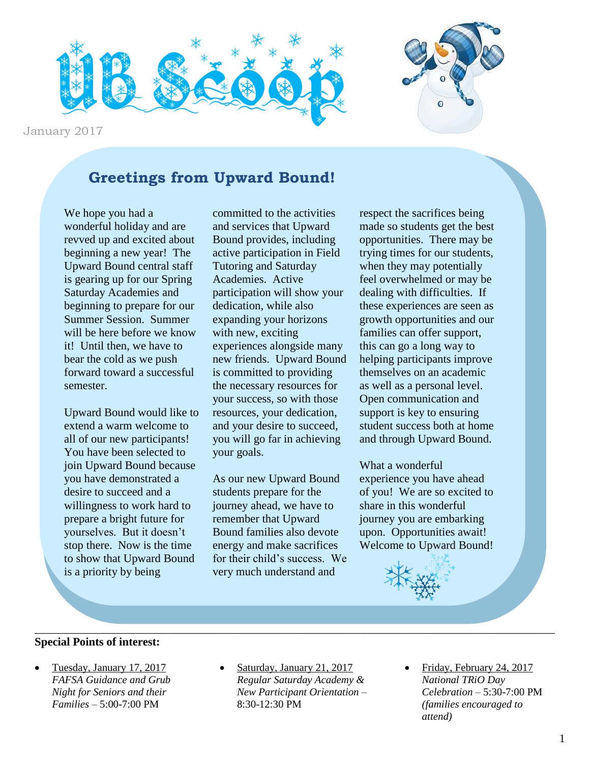# UB Scoop

January 2017

## Greetings from Upward Bound!

We hope you had a wonderful holiday and are revved up and excited about beginning a new year! The Upward Bound central staff is gearing up for our Spring Saturday Academies and beginning to prepare for our Summer Session. Summer will be here before we know it! Until then, we have to bear the cold as we push forward toward a successful semester.

Upward Bound would like to extend a warm welcome to all of our new participants! You have been selected to join Upward Bound because you have demonstrated a desire to succeed and a willingness to work hard to prepare a bright future for yourselves. But it doesn't stop there. Now is the time to show that Upward Bound is a priority by being committed to the activities and services that Upward Bound provides, including active participation in Field Tutoring and Saturday Academies. Active participation will show your dedication, while also expanding your horizons with new, exciting experiences alongside many new friends. Upward Bound is committed to providing the necessary resources for your success, so with those resources, your dedication, and your desire to succeed, you will go far in achieving your goals.

As our new Upward Bound students prepare for the journey ahead, we have to remember that Upward Bound families also devote energy and make sacrifices for their child's success. We very much understand and respect the sacrifices being made so students get the best opportunities. There may be trying times for our students, when they may potentially feel overwhelmed or may be dealing with difficulties. If these experiences are seen as growth opportunities and our families can offer support, this can go a long way to helping participants improve themselves on an academic as well as a personal level. Open communication and support is key to ensuring student success both at home and through Upward Bound.

What a wonderful experience you have ahead of you! We are so excited to share in this wonderful journey you are embarking upon. Opportunities await! Welcome to Upward Bound!

---

**Special Points of interest:**

- Tuesday, January 17, 2017
  *FAFSA Guidance and Grub Night for Seniors and their Families* – 5:00-7:00 PM
- Saturday, January 21, 2017
  *Regular Saturday Academy & New Participant Orientation* – 8:30-12:30 PM
- Friday, February 24, 2017
  *National TRiO Day Celebration* – 5:30-7:00 PM *(families encouraged to attend)*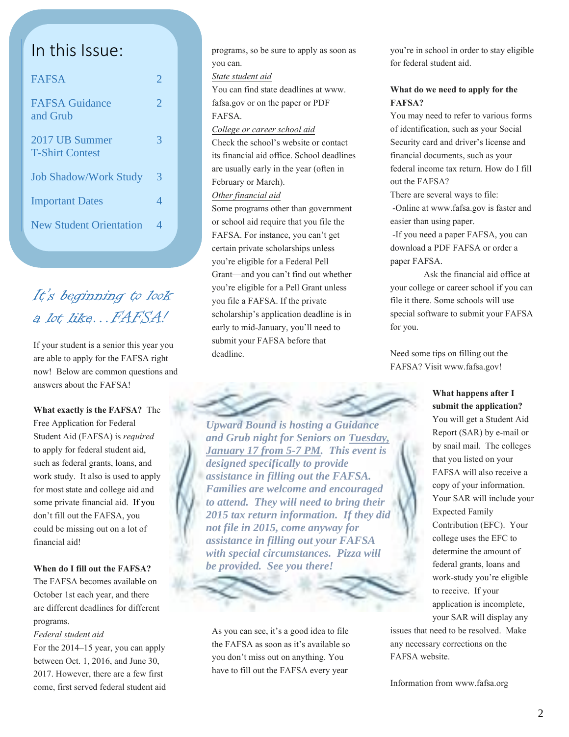## In this Issue:

| | |
|---|---|
| FAFSA | 2 |
| FAFSA Guidance and Grub | 2 |
| 2017 UB Summer T-Shirt Contest | 3 |
| Job Shadow/Work Study | 3 |
| Important Dates | 4 |
| New Student Orientation | 4 |

# *It's beginning to look a lot like…FAFSA!*

If your student is a senior this year you are able to apply for the FAFSA right now! Below are common questions and answers about the FAFSA!

**What exactly is the FAFSA?** The Free Application for Federal Student Aid (FAFSA) is *required* to apply for federal student aid, such as federal grants, loans, and work study. It also is used to apply for most state and college aid and some private financial aid. If you don't fill out the FAFSA, you could be missing out on a lot of financial aid!

**When do I fill out the FAFSA?** The FAFSA becomes available on October 1st each year, and there are different deadlines for different programs.

*Federal student aid*
For the 2014–15 year, you can apply between Oct. 1, 2016, and June 30, 2017. However, there are a few first come, first served federal student aid programs, so be sure to apply as soon as you can.

*State student aid*
You can find state deadlines at www.fafsa.gov or on the paper or PDF FAFSA.

*College or career school aid*
Check the school's website or contact its financial aid office. School deadlines are usually early in the year (often in February or March).

*Other financial aid*
Some programs other than government or school aid require that you file the FAFSA. For instance, you can't get certain private scholarships unless you're eligible for a Federal Pell Grant—and you can't find out whether you're eligible for a Pell Grant unless you file a FAFSA. If the private scholarship's application deadline is in early to mid-January, you'll need to submit your FAFSA before that deadline.

***Upward Bound is hosting a Guidance and Grub night for Seniors on Tuesday, January 17 from 5-7 PM. This event is designed specifically to provide assistance in filling out the FAFSA. Families are welcome and encouraged to attend. They will need to bring their 2015 tax return information. If they did not file in 2015, come anyway for assistance in filling out your FAFSA with special circumstances. Pizza will be provided. See you there!***

As you can see, it's a good idea to file the FAFSA as soon as it's available so you don't miss out on anything. You have to fill out the FAFSA every year you're in school in order to stay eligible for federal student aid.

**What do we need to apply for the FAFSA?**
You may need to refer to various forms of identification, such as your Social Security card and driver's license and financial documents, such as your federal income tax return. How do I fill out the FAFSA?

There are several ways to file:

-Online at www.fafsa.gov is faster and easier than using paper.

-If you need a paper FAFSA, you can download a PDF FAFSA or order a paper FAFSA.

Ask the financial aid office at your college or career school if you can file it there. Some schools will use special software to submit your FAFSA for you.

Need some tips on filling out the FAFSA? Visit www.fafsa.gov!

**What happens after I submit the application?**
You will get a Student Aid Report (SAR) by e-mail or by snail mail. The colleges that you listed on your FAFSA will also receive a copy of your information. Your SAR will include your Expected Family Contribution (EFC). Your college uses the EFC to determine the amount of federal grants, loans and work-study you're eligible to receive. If your application is incomplete, your SAR will display any issues that need to be resolved. Make any necessary corrections on the FAFSA website.

Information from www.fafsa.org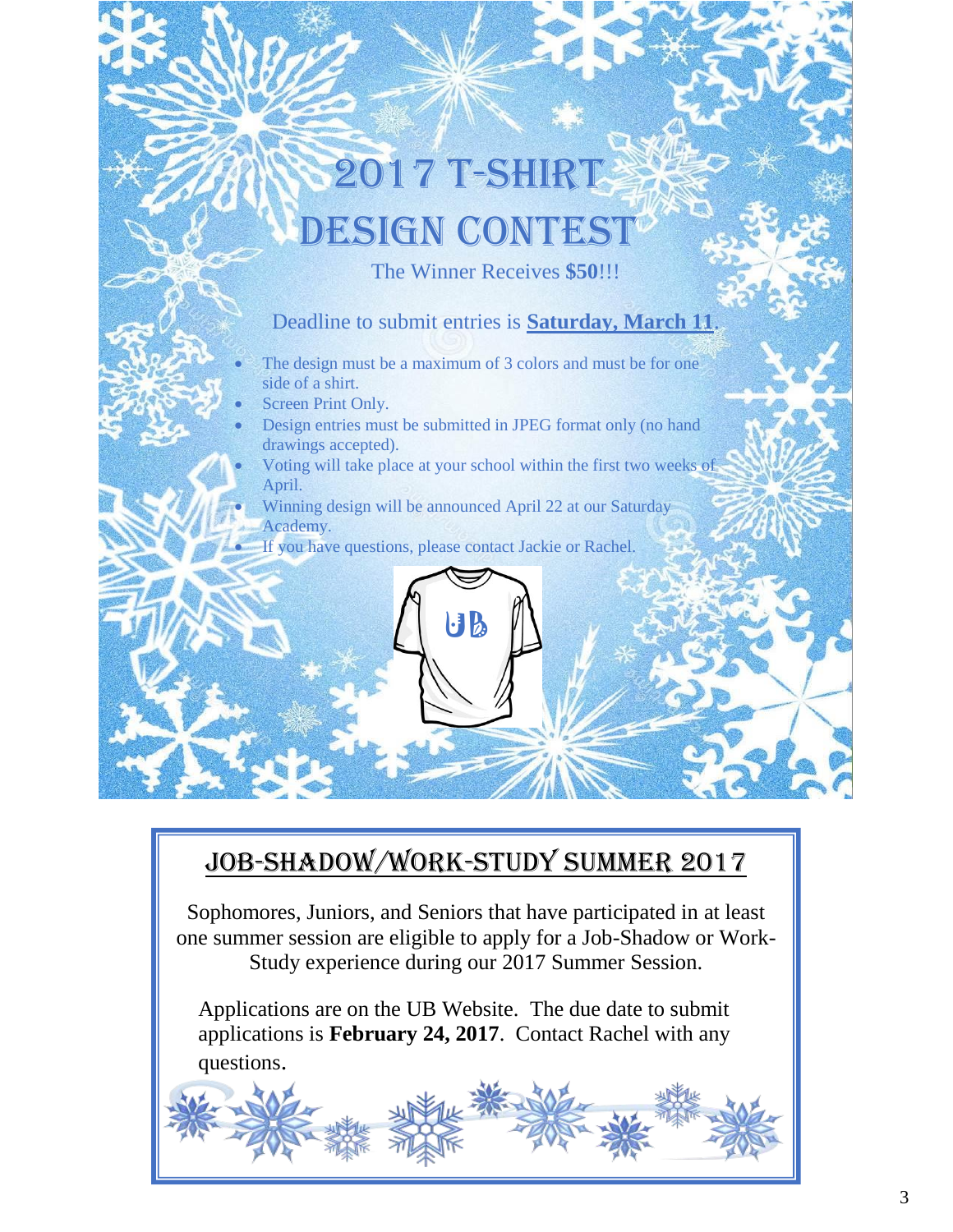# 2017 T-Shirt Design Contest

The Winner Receives **$50**!!!

Deadline to submit entries is **Saturday, March 11**.

- The design must be a maximum of 3 colors and must be for one side of a shirt.
- Screen Print Only.
- Design entries must be submitted in JPEG format only (no hand drawings accepted).
- Voting will take place at your school within the first two weeks of April.
- Winning design will be announced April 22 at our Saturday Academy.
- If you have questions, please contact Jackie or Rachel.

## Job-Shadow/Work-Study Summer 2017

Sophomores, Juniors, and Seniors that have participated in at least one summer session are eligible to apply for a Job-Shadow or Work-Study experience during our 2017 Summer Session.

Applications are on the UB Website. The due date to submit applications is **February 24, 2017**. Contact Rachel with any questions.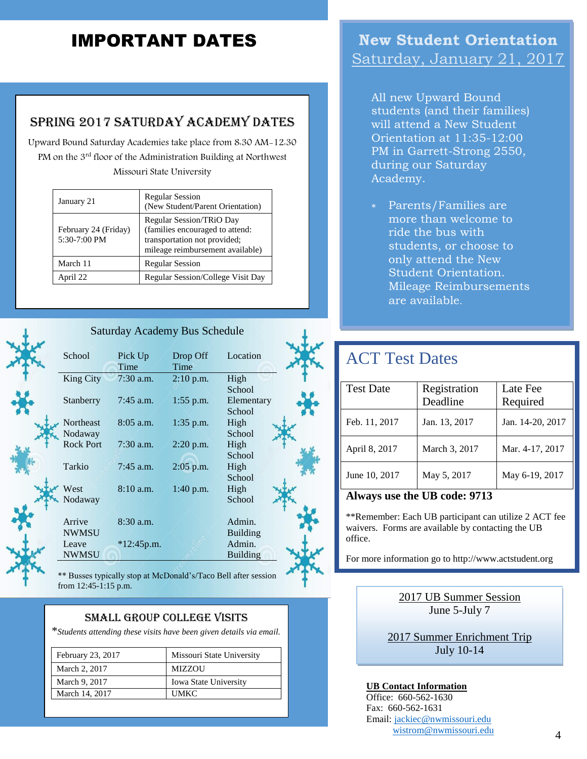# IMPORTANT DATES

## SPRING 2017 SATURDAY ACADEMY DATES

Upward Bound Saturday Academies take place from 8:30 AM-12:30 PM on the 3rd floor of the Administration Building at Northwest Missouri State University

| | |
|---|---|
| January 21 | Regular Session (New Student/Parent Orientation) |
| February 24 (Friday) 5:30-7:00 PM | Regular Session/TRiO Day (families encouraged to attend: transportation not provided; mileage reimbursement available) |
| March 11 | Regular Session |
| April 22 | Regular Session/College Visit Day |

## Saturday Academy Bus Schedule

| School | Pick Up Time | Drop Off Time | Location |
|---|---|---|---|
| King City | 7:30 a.m. | 2:10 p.m. | High School |
| Stanberry | 7:45 a.m. | 1:55 p.m. | Elementary School |
| Northeast Nodaway | 8:05 a.m. | 1:35 p.m. | High School |
| Rock Port | 7:30 a.m. | 2:20 p.m. | High School |
| Tarkio | 7:45 a.m. | 2:05 p.m. | High School |
| West Nodaway | 8:10 a.m. | 1:40 p.m. | High School |
| Arrive NWMSU | 8:30 a.m. | | Admin. Building |
| Leave NWMSU | *12:45p.m. | | Admin. Building |

** Busses typically stop at McDonald's/Taco Bell after session from 12:45-1:15 p.m.

## SMALL GROUP COLLEGE VISITS

**Students attending these visits have been given details via email.*

| | |
|---|---|
| February 23, 2017 | Missouri State University |
| March 2, 2017 | MIZZOU |
| March 9, 2017 | Iowa State University |
| March 14, 2017 | UMKC |

## New Student Orientation

Saturday, January 21, 2017

All new Upward Bound students (and their families) will attend a New Student Orientation at 11:35-12:00 PM in Garrett-Strong 2550, during our Saturday Academy.

- Parents/Families are more than welcome to ride the bus with students, or choose to only attend the New Student Orientation. Mileage Reimbursements are available.

## ACT Test Dates

| Test Date | Registration Deadline | Late Fee Required |
|---|---|---|
| Feb. 11, 2017 | Jan. 13, 2017 | Jan. 14-20, 2017 |
| April 8, 2017 | March 3, 2017 | Mar. 4-17, 2017 |
| June 10, 2017 | May 5, 2017 | May 6-19, 2017 |

**Always use the UB code: 9713**

**Remember: Each UB participant can utilize 2 ACT fee waivers. Forms are available by contacting the UB office.

For more information go to http://www.actstudent.org

2017 UB Summer Session
June 5-July 7

2017 Summer Enrichment Trip
July 10-14

**UB Contact Information**
Office: 660-562-1630
Fax: 660-562-1631
Email: jackiec@nwmissouri.edu
wistrom@nwmissouri.edu